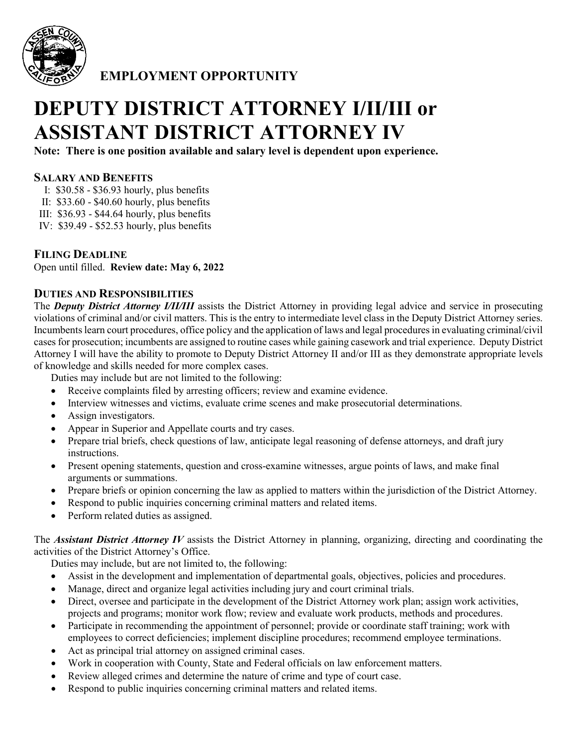**EMPLOYMENT OPPORTUNITY**

# DEPUTY DISTRICT ATTORNEY I/II/III or ASSISTANT DISTRICT ATTORNEY IV

**Note: There is one position available and salary level is dependent upon experience.**

## SALARY AND BENEFITS

I: $30.58 - $36.93 hourly, plus benefits
II: $33.60 - $40.60 hourly, plus benefits
III: $36.93 - $44.64 hourly, plus benefits
IV: $39.49 - $52.53 hourly, plus benefits

## FILING DEADLINE

Open until filled. **Review date: May 6, 2022**

## DUTIES AND RESPONSIBILITIES

The ***Deputy District Attorney I/II/III*** assists the District Attorney in providing legal advice and service in prosecuting violations of criminal and/or civil matters. This is the entry to intermediate level class in the Deputy District Attorney series. Incumbents learn court procedures, office policy and the application of laws and legal procedures in evaluating criminal/civil cases for prosecution; incumbents are assigned to routine cases while gaining casework and trial experience. Deputy District Attorney I will have the ability to promote to Deputy District Attorney II and/or III as they demonstrate appropriate levels of knowledge and skills needed for more complex cases.

Duties may include but are not limited to the following:

- Receive complaints filed by arresting officers; review and examine evidence.
- Interview witnesses and victims, evaluate crime scenes and make prosecutorial determinations.
- Assign investigators.
- Appear in Superior and Appellate courts and try cases.
- Prepare trial briefs, check questions of law, anticipate legal reasoning of defense attorneys, and draft jury instructions.
- Present opening statements, question and cross-examine witnesses, argue points of laws, and make final arguments or summations.
- Prepare briefs or opinion concerning the law as applied to matters within the jurisdiction of the District Attorney.
- Respond to public inquiries concerning criminal matters and related items.
- Perform related duties as assigned.

The ***Assistant District Attorney IV*** assists the District Attorney in planning, organizing, directing and coordinating the activities of the District Attorney's Office.

Duties may include, but are not limited to, the following:

- Assist in the development and implementation of departmental goals, objectives, policies and procedures.
- Manage, direct and organize legal activities including jury and court criminal trials.
- Direct, oversee and participate in the development of the District Attorney work plan; assign work activities, projects and programs; monitor work flow; review and evaluate work products, methods and procedures.
- Participate in recommending the appointment of personnel; provide or coordinate staff training; work with employees to correct deficiencies; implement discipline procedures; recommend employee terminations.
- Act as principal trial attorney on assigned criminal cases.
- Work in cooperation with County, State and Federal officials on law enforcement matters.
- Review alleged crimes and determine the nature of crime and type of court case.
- Respond to public inquiries concerning criminal matters and related items.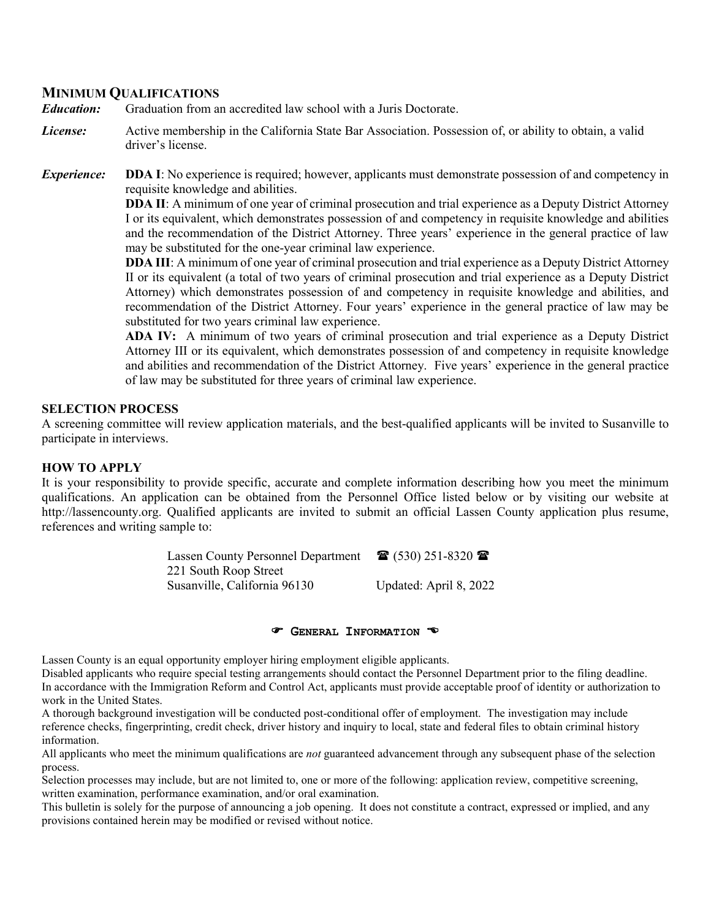## MINIMUM QUALIFICATIONS

***Education:*** Graduation from an accredited law school with a Juris Doctorate.

***License:*** Active membership in the California State Bar Association. Possession of, or ability to obtain, a valid driver's license.

***Experience:***

**DDA I**: No experience is required; however, applicants must demonstrate possession of and competency in requisite knowledge and abilities.

**DDA II**: A minimum of one year of criminal prosecution and trial experience as a Deputy District Attorney I or its equivalent, which demonstrates possession of and competency in requisite knowledge and abilities and the recommendation of the District Attorney. Three years' experience in the general practice of law may be substituted for the one-year criminal law experience.

**DDA III**: A minimum of one year of criminal prosecution and trial experience as a Deputy District Attorney II or its equivalent (a total of two years of criminal prosecution and trial experience as a Deputy District Attorney) which demonstrates possession of and competency in requisite knowledge and abilities, and recommendation of the District Attorney. Four years' experience in the general practice of law may be substituted for two years criminal law experience.

**ADA IV:** A minimum of two years of criminal prosecution and trial experience as a Deputy District Attorney III or its equivalent, which demonstrates possession of and competency in requisite knowledge and abilities and recommendation of the District Attorney. Five years' experience in the general practice of law may be substituted for three years of criminal law experience.

## SELECTION PROCESS

A screening committee will review application materials, and the best-qualified applicants will be invited to Susanville to participate in interviews.

## HOW TO APPLY

It is your responsibility to provide specific, accurate and complete information describing how you meet the minimum qualifications. An application can be obtained from the Personnel Office listed below or by visiting our website at http://lassencounty.org. Qualified applicants are invited to submit an official Lassen County application plus resume, references and writing sample to:

Lassen County Personnel Department ☎ (530) 251-8320 ☎
221 South Roop Street
Susanville, California 96130

Updated: April 8, 2022

## ☛ GENERAL INFORMATION ☚

Lassen County is an equal opportunity employer hiring employment eligible applicants.
Disabled applicants who require special testing arrangements should contact the Personnel Department prior to the filing deadline.
In accordance with the Immigration Reform and Control Act, applicants must provide acceptable proof of identity or authorization to work in the United States.
A thorough background investigation will be conducted post-conditional offer of employment. The investigation may include reference checks, fingerprinting, credit check, driver history and inquiry to local, state and federal files to obtain criminal history information.
All applicants who meet the minimum qualifications are *not* guaranteed advancement through any subsequent phase of the selection process.
Selection processes may include, but are not limited to, one or more of the following: application review, competitive screening, written examination, performance examination, and/or oral examination.
This bulletin is solely for the purpose of announcing a job opening. It does not constitute a contract, expressed or implied, and any provisions contained herein may be modified or revised without notice.